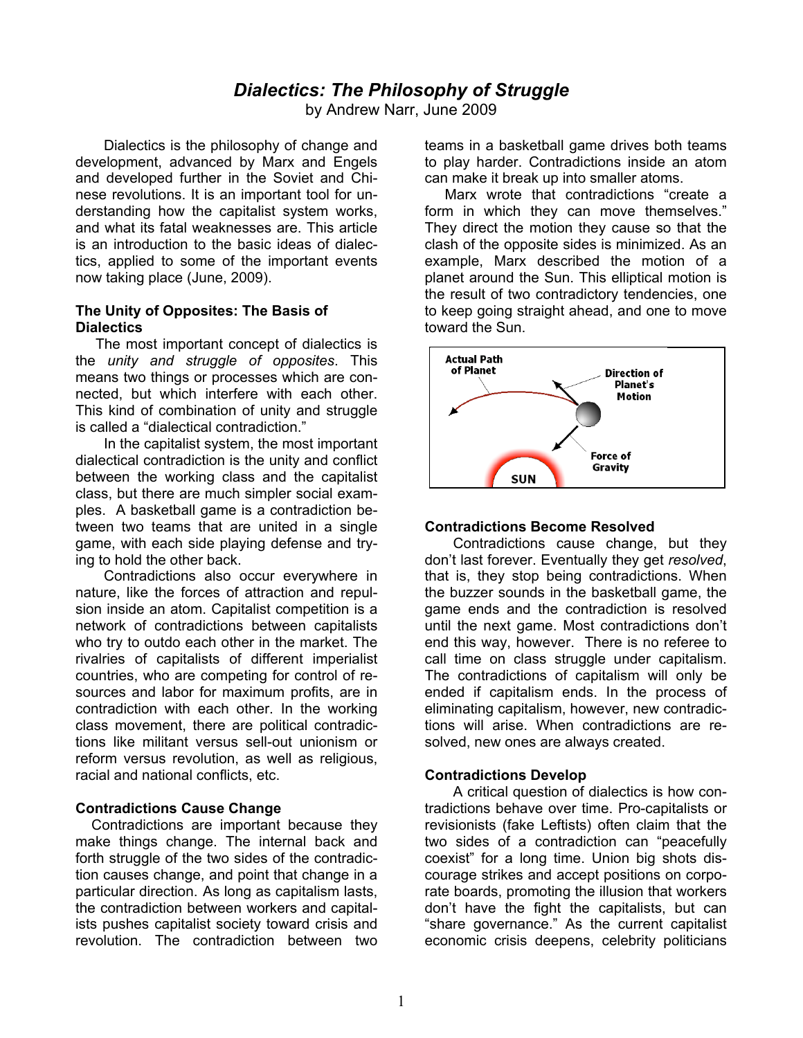# *Dialectics: The Philosophy of Struggle*

by Andrew Narr, June 2009

Dialectics is the philosophy of change and development, advanced by Marx and Engels and developed further in the Soviet and Chinese revolutions. It is an important tool for understanding how the capitalist system works, and what its fatal weaknesses are. This article is an introduction to the basic ideas of dialectics, applied to some of the important events now taking place (June, 2009).

### The Unity of Opposites: The Basis of Dialectics

The most important concept of dialectics is the *unity and struggle of opposites*. This means two things or processes which are connected, but which interfere with each other. This kind of combination of unity and struggle is called a "dialectical contradiction."

In the capitalist system, the most important dialectical contradiction is the unity and conflict between the working class and the capitalist class, but there are much simpler social examples. A basketball game is a contradiction between two teams that are united in a single game, with each side playing defense and trying to hold the other back.

Contradictions also occur everywhere in nature, like the forces of attraction and repulsion inside an atom. Capitalist competition is a network of contradictions between capitalists who try to outdo each other in the market. The rivalries of capitalists of different imperialist countries, who are competing for control of resources and labor for maximum profits, are in contradiction with each other. In the working class movement, there are political contradictions like militant versus sell-out unionism or reform versus revolution, as well as religious, racial and national conflicts, etc.

### Contradictions Cause Change

Contradictions are important because they make things change. The internal back and forth struggle of the two sides of the contradiction causes change, and point that change in a particular direction. As long as capitalism lasts, the contradiction between workers and capitalists pushes capitalist society toward crisis and revolution. The contradiction between two teams in a basketball game drives both teams to play harder. Contradictions inside an atom can make it break up into smaller atoms.

Marx wrote that contradictions "create a form in which they can move themselves." They direct the motion they cause so that the clash of the opposite sides is minimized. As an example, Marx described the motion of a planet around the Sun. This elliptical motion is the result of two contradictory tendencies, one to keep going straight ahead, and one to move toward the Sun.

Actual Path of Planet

Direction of Planet's Motion

Force of Gravity

SUN

### Contradictions Become Resolved

Contradictions cause change, but they don't last forever. Eventually they get *resolved*, that is, they stop being contradictions. When the buzzer sounds in the basketball game, the game ends and the contradiction is resolved until the next game. Most contradictions don't end this way, however. There is no referee to call time on class struggle under capitalism. The contradictions of capitalism will only be ended if capitalism ends. In the process of eliminating capitalism, however, new contradictions will arise. When contradictions are resolved, new ones are always created.

### Contradictions Develop

A critical question of dialectics is how contradictions behave over time. Pro-capitalists or revisionists (fake Leftists) often claim that the two sides of a contradiction can "peacefully coexist" for a long time. Union big shots discourage strikes and accept positions on corporate boards, promoting the illusion that workers don't have the fight the capitalists, but can "share governance." As the current capitalist economic crisis deepens, celebrity politicians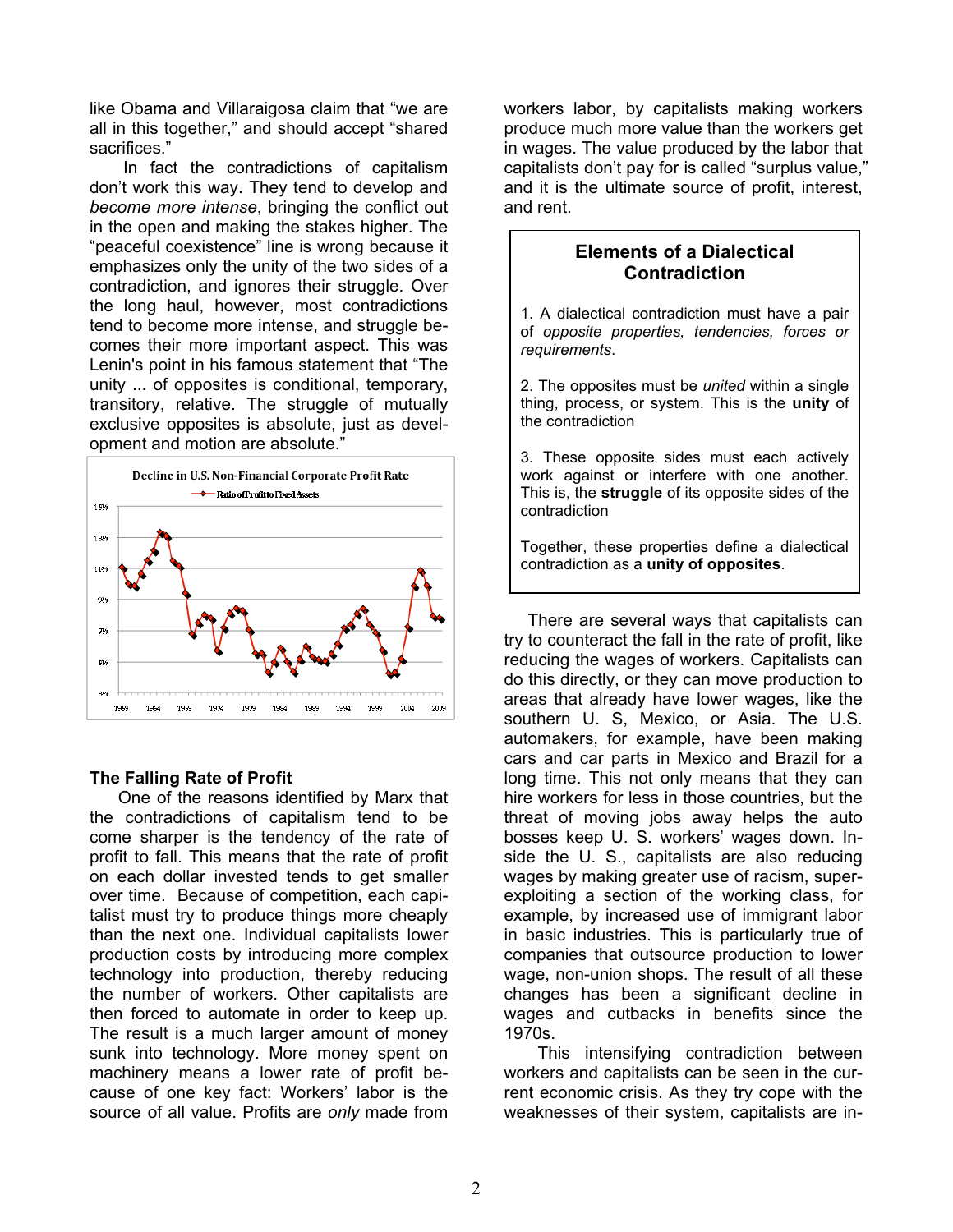like Obama and Villaraigosa claim that "we are all in this together," and should accept "shared sacrifices."

In fact the contradictions of capitalism don't work this way. They tend to develop and *become more intense*, bringing the conflict out in the open and making the stakes higher. The "peaceful coexistence" line is wrong because it emphasizes only the unity of the two sides of a contradiction, and ignores their struggle. Over the long haul, however, most contradictions tend to become more intense, and struggle becomes their more important aspect. This was Lenin's point in his famous statement that "The unity ... of opposites is conditional, temporary, transitory, relative. The struggle of mutually exclusive opposites is absolute, just as development and motion are absolute."

Decline in U.S. Non-Financial Corporate Profit Rate

## The Falling Rate of Profit

One of the reasons identified by Marx that the contradictions of capitalism tend to become sharper is the tendency of the rate of profit to fall. This means that the rate of profit on each dollar invested tends to get smaller over time. Because of competition, each capitalist must try to produce things more cheaply than the next one. Individual capitalists lower production costs by introducing more complex technology into production, thereby reducing the number of workers. Other capitalists are then forced to automate in order to keep up. The result is a much larger amount of money sunk into technology. More money spent on machinery means a lower rate of profit because of one key fact: Workers' labor is the source of all value. Profits are *only* made from workers labor, by capitalists making workers produce much more value than the workers get in wages. The value produced by the labor that capitalists don't pay for is called "surplus value," and it is the ultimate source of profit, interest, and rent.

> **Elements of a Dialectical Contradiction**
>
> 1. A dialectical contradiction must have a pair of *opposite properties, tendencies, forces or requirements*.
>
> 2. The opposites must be *united* within a single thing, process, or system. This is the **unity** of the contradiction
>
> 3. These opposite sides must each actively work against or interfere with one another. This is, the **struggle** of its opposite sides of the contradiction
>
> Together, these properties define a dialectical contradiction as a **unity of opposites**.

There are several ways that capitalists can try to counteract the fall in the rate of profit, like reducing the wages of workers. Capitalists can do this directly, or they can move production to areas that already have lower wages, like the southern U. S, Mexico, or Asia. The U.S. automakers, for example, have been making cars and car parts in Mexico and Brazil for a long time. This not only means that they can hire workers for less in those countries, but the threat of moving jobs away helps the auto bosses keep U. S. workers' wages down. Inside the U. S., capitalists are also reducing wages by making greater use of racism, super-exploiting a section of the working class, for example, by increased use of immigrant labor in basic industries. This is particularly true of companies that outsource production to lower wage, non-union shops. The result of all these changes has been a significant decline in wages and cutbacks in benefits since the 1970s.

This intensifying contradiction between workers and capitalists can be seen in the current economic crisis. As they try cope with the weaknesses of their system, capitalists are in-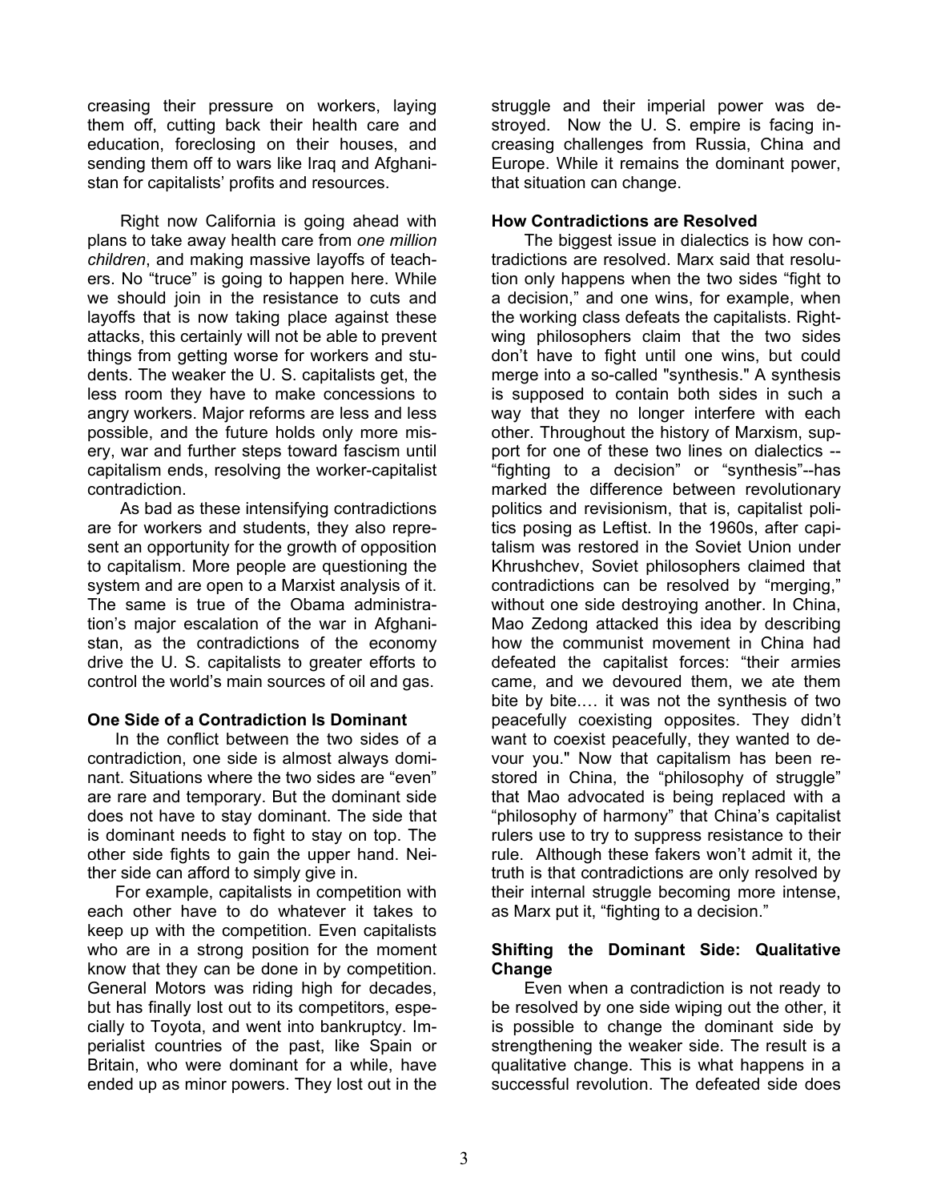creasing their pressure on workers, laying them off, cutting back their health care and education, foreclosing on their houses, and sending them off to wars like Iraq and Afghanistan for capitalists' profits and resources.

Right now California is going ahead with plans to take away health care from *one million children*, and making massive layoffs of teachers. No "truce" is going to happen here. While we should join in the resistance to cuts and layoffs that is now taking place against these attacks, this certainly will not be able to prevent things from getting worse for workers and students. The weaker the U. S. capitalists get, the less room they have to make concessions to angry workers. Major reforms are less and less possible, and the future holds only more misery, war and further steps toward fascism until capitalism ends, resolving the worker-capitalist contradiction.

As bad as these intensifying contradictions are for workers and students, they also represent an opportunity for the growth of opposition to capitalism. More people are questioning the system and are open to a Marxist analysis of it. The same is true of the Obama administration's major escalation of the war in Afghanistan, as the contradictions of the economy drive the U. S. capitalists to greater efforts to control the world's main sources of oil and gas.

**One Side of a Contradiction Is Dominant**

In the conflict between the two sides of a contradiction, one side is almost always dominant. Situations where the two sides are "even" are rare and temporary. But the dominant side does not have to stay dominant. The side that is dominant needs to fight to stay on top. The other side fights to gain the upper hand. Neither side can afford to simply give in.

For example, capitalists in competition with each other have to do whatever it takes to keep up with the competition. Even capitalists who are in a strong position for the moment know that they can be done in by competition. General Motors was riding high for decades, but has finally lost out to its competitors, especially to Toyota, and went into bankruptcy. Imperialist countries of the past, like Spain or Britain, who were dominant for a while, have ended up as minor powers. They lost out in the struggle and their imperial power was destroyed. Now the U. S. empire is facing increasing challenges from Russia, China and Europe. While it remains the dominant power, that situation can change.

**How Contradictions are Resolved**

The biggest issue in dialectics is how contradictions are resolved. Marx said that resolution only happens when the two sides "fight to a decision," and one wins, for example, when the working class defeats the capitalists. Right-wing philosophers claim that the two sides don't have to fight until one wins, but could merge into a so-called "synthesis." A synthesis is supposed to contain both sides in such a way that they no longer interfere with each other. Throughout the history of Marxism, support for one of these two lines on dialectics -- "fighting to a decision" or "synthesis"--has marked the difference between revolutionary politics and revisionism, that is, capitalist politics posing as Leftist. In the 1960s, after capitalism was restored in the Soviet Union under Khrushchev, Soviet philosophers claimed that contradictions can be resolved by "merging," without one side destroying another. In China, Mao Zedong attacked this idea by describing how the communist movement in China had defeated the capitalist forces: "their armies came, and we devoured them, we ate them bite by bite.… it was not the synthesis of two peacefully coexisting opposites. They didn't want to coexist peacefully, they wanted to devour you." Now that capitalism has been restored in China, the "philosophy of struggle" that Mao advocated is being replaced with a "philosophy of harmony" that China's capitalist rulers use to try to suppress resistance to their rule. Although these fakers won't admit it, the truth is that contradictions are only resolved by their internal struggle becoming more intense, as Marx put it, "fighting to a decision."

**Shifting the Dominant Side: Qualitative Change**

Even when a contradiction is not ready to be resolved by one side wiping out the other, it is possible to change the dominant side by strengthening the weaker side. The result is a qualitative change. This is what happens in a successful revolution. The defeated side does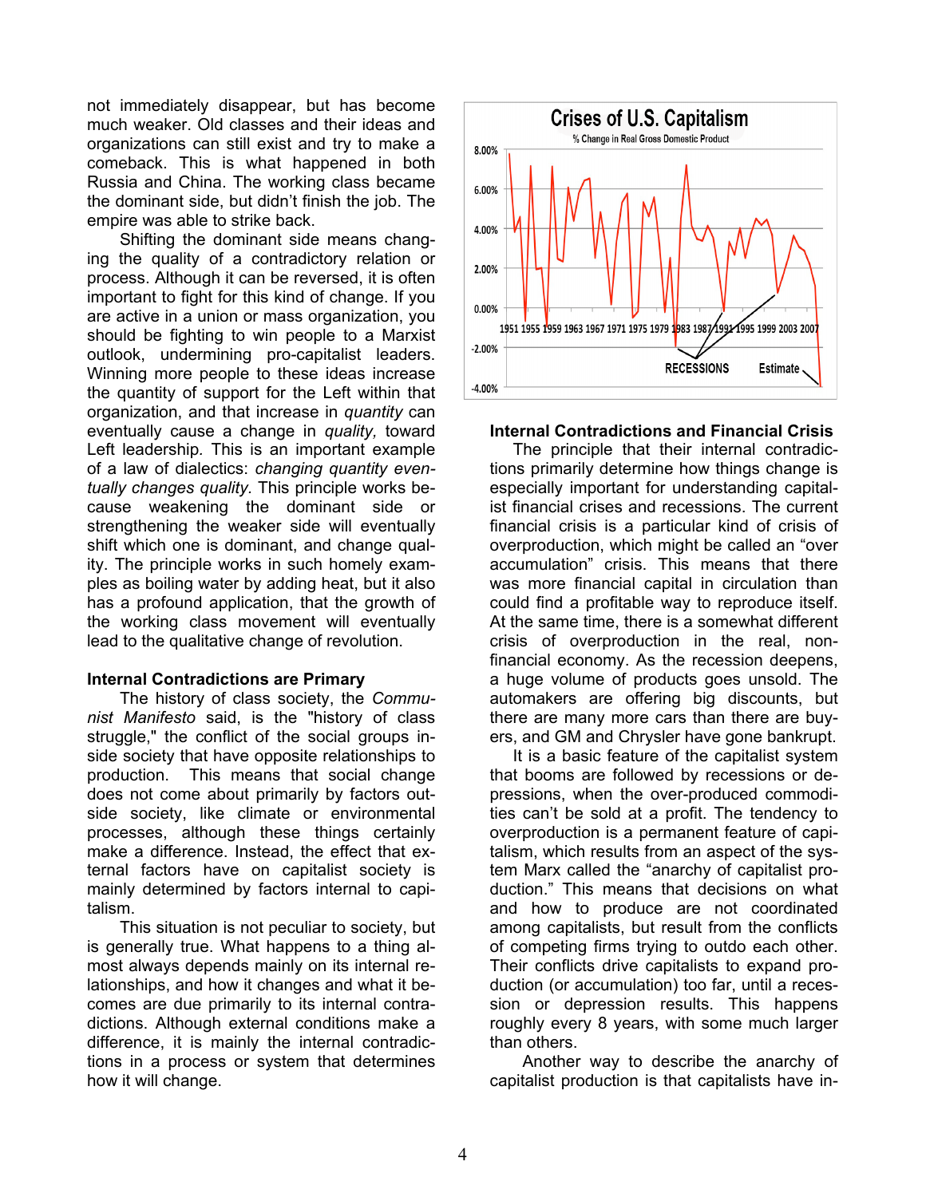not immediately disappear, but has become much weaker. Old classes and their ideas and organizations can still exist and try to make a comeback. This is what happened in both Russia and China. The working class became the dominant side, but didn't finish the job. The empire was able to strike back.

Shifting the dominant side means changing the quality of a contradictory relation or process. Although it can be reversed, it is often important to fight for this kind of change. If you are active in a union or mass organization, you should be fighting to win people to a Marxist outlook, undermining pro-capitalist leaders. Winning more people to these ideas increase the quantity of support for the Left within that organization, and that increase in *quantity* can eventually cause a change in *quality,* toward Left leadership. This is an important example of a law of dialectics: *changing quantity eventually changes quality.* This principle works because weakening the dominant side or strengthening the weaker side will eventually shift which one is dominant, and change quality. The principle works in such homely examples as boiling water by adding heat, but it also has a profound application, that the growth of the working class movement will eventually lead to the qualitative change of revolution.

**Internal Contradictions are Primary**

The history of class society, the *Communist Manifesto* said, is the "history of class struggle," the conflict of the social groups inside society that have opposite relationships to production. This means that social change does not come about primarily by factors outside society, like climate or environmental processes, although these things certainly make a difference. Instead, the effect that external factors have on capitalist society is mainly determined by factors internal to capitalism.

This situation is not peculiar to society, but is generally true. What happens to a thing almost always depends mainly on its internal relationships, and how it changes and what it becomes are due primarily to its internal contradictions. Although external conditions make a difference, it is mainly the internal contradictions in a process or system that determines how it will change.

**Crises of U.S. Capitalism**
% Change in Real Gross Domestic Product

[Chart: line graph of % change in real GDP, 1951–2007, y-axis from -4.00% to 8.00%, with labels "RECESSIONS" and "Estimate"]

**Internal Contradictions and Financial Crisis**

The principle that their internal contradictions primarily determine how things change is especially important for understanding capitalist financial crises and recessions. The current financial crisis is a particular kind of crisis of overproduction, which might be called an "over accumulation" crisis. This means that there was more financial capital in circulation than could find a profitable way to reproduce itself. At the same time, there is a somewhat different crisis of overproduction in the real, non-financial economy. As the recession deepens, a huge volume of products goes unsold. The automakers are offering big discounts, but there are many more cars than there are buyers, and GM and Chrysler have gone bankrupt.

It is a basic feature of the capitalist system that booms are followed by recessions or depressions, when the over-produced commodities can't be sold at a profit. The tendency to overproduction is a permanent feature of capitalism, which results from an aspect of the system Marx called the "anarchy of capitalist production." This means that decisions on what and how to produce are not coordinated among capitalists, but result from the conflicts of competing firms trying to outdo each other. Their conflicts drive capitalists to expand production (or accumulation) too far, until a recession or depression results. This happens roughly every 8 years, with some much larger than others.

Another way to describe the anarchy of capitalist production is that capitalists have in-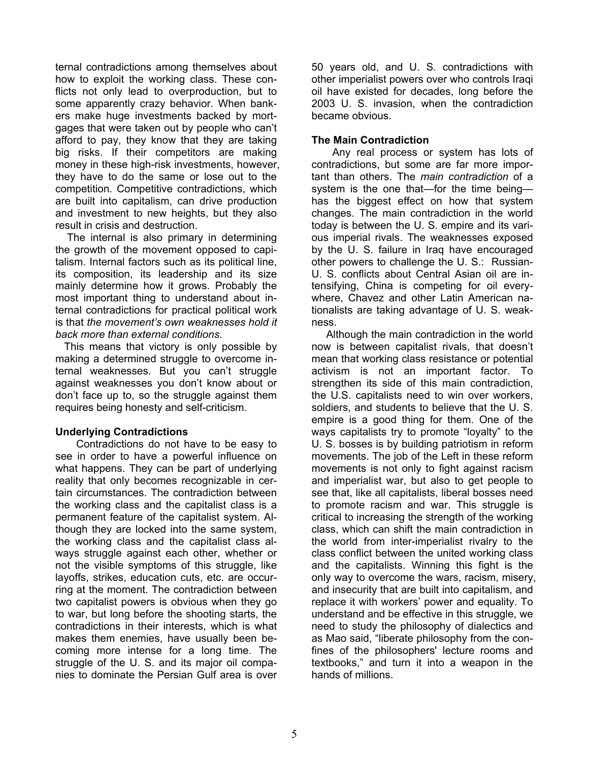ternal contradictions among themselves about how to exploit the working class. These conflicts not only lead to overproduction, but to some apparently crazy behavior. When bankers make huge investments backed by mortgages that were taken out by people who can't afford to pay, they know that they are taking big risks. If their competitors are making money in these high-risk investments, however, they have to do the same or lose out to the competition. Competitive contradictions, which are built into capitalism, can drive production and investment to new heights, but they also result in crisis and destruction.

The internal is also primary in determining the growth of the movement opposed to capitalism. Internal factors such as its political line, its composition, its leadership and its size mainly determine how it grows. Probably the most important thing to understand about internal contradictions for practical political work is that *the movement's own weaknesses hold it back more than external conditions*.

This means that victory is only possible by making a determined struggle to overcome internal weaknesses. But you can't struggle against weaknesses you don't know about or don't face up to, so the struggle against them requires being honesty and self-criticism.

**Underlying Contradictions**

Contradictions do not have to be easy to see in order to have a powerful influence on what happens. They can be part of underlying reality that only becomes recognizable in certain circumstances. The contradiction between the working class and the capitalist class is a permanent feature of the capitalist system. Although they are locked into the same system, the working class and the capitalist class always struggle against each other, whether or not the visible symptoms of this struggle, like layoffs, strikes, education cuts, etc. are occurring at the moment. The contradiction between two capitalist powers is obvious when they go to war, but long before the shooting starts, the contradictions in their interests, which is what makes them enemies, have usually been becoming more intense for a long time. The struggle of the U. S. and its major oil companies to dominate the Persian Gulf area is over 50 years old, and U. S. contradictions with other imperialist powers over who controls Iraqi oil have existed for decades, long before the 2003 U. S. invasion, when the contradiction became obvious.

**The Main Contradiction**

Any real process or system has lots of contradictions, but some are far more important than others. The *main contradiction* of a system is the one that—for the time being—has the biggest effect on how that system changes. The main contradiction in the world today is between the U. S. empire and its various imperial rivals. The weaknesses exposed by the U. S. failure in Iraq have encouraged other powers to challenge the U. S.: Russian-U. S. conflicts about Central Asian oil are intensifying, China is competing for oil everywhere, Chavez and other Latin American nationalists are taking advantage of U. S. weakness.

Although the main contradiction in the world now is between capitalist rivals, that doesn't mean that working class resistance or potential activism is not an important factor. To strengthen its side of this main contradiction, the U.S. capitalists need to win over workers, soldiers, and students to believe that the U. S. empire is a good thing for them. One of the ways capitalists try to promote "loyalty" to the U. S. bosses is by building patriotism in reform movements. The job of the Left in these reform movements is not only to fight against racism and imperialist war, but also to get people to see that, like all capitalists, liberal bosses need to promote racism and war. This struggle is critical to increasing the strength of the working class, which can shift the main contradiction in the world from inter-imperialist rivalry to the class conflict between the united working class and the capitalists. Winning this fight is the only way to overcome the wars, racism, misery, and insecurity that are built into capitalism, and replace it with workers' power and equality. To understand and be effective in this struggle, we need to study the philosophy of dialectics and as Mao said, "liberate philosophy from the confines of the philosophers' lecture rooms and textbooks," and turn it into a weapon in the hands of millions.